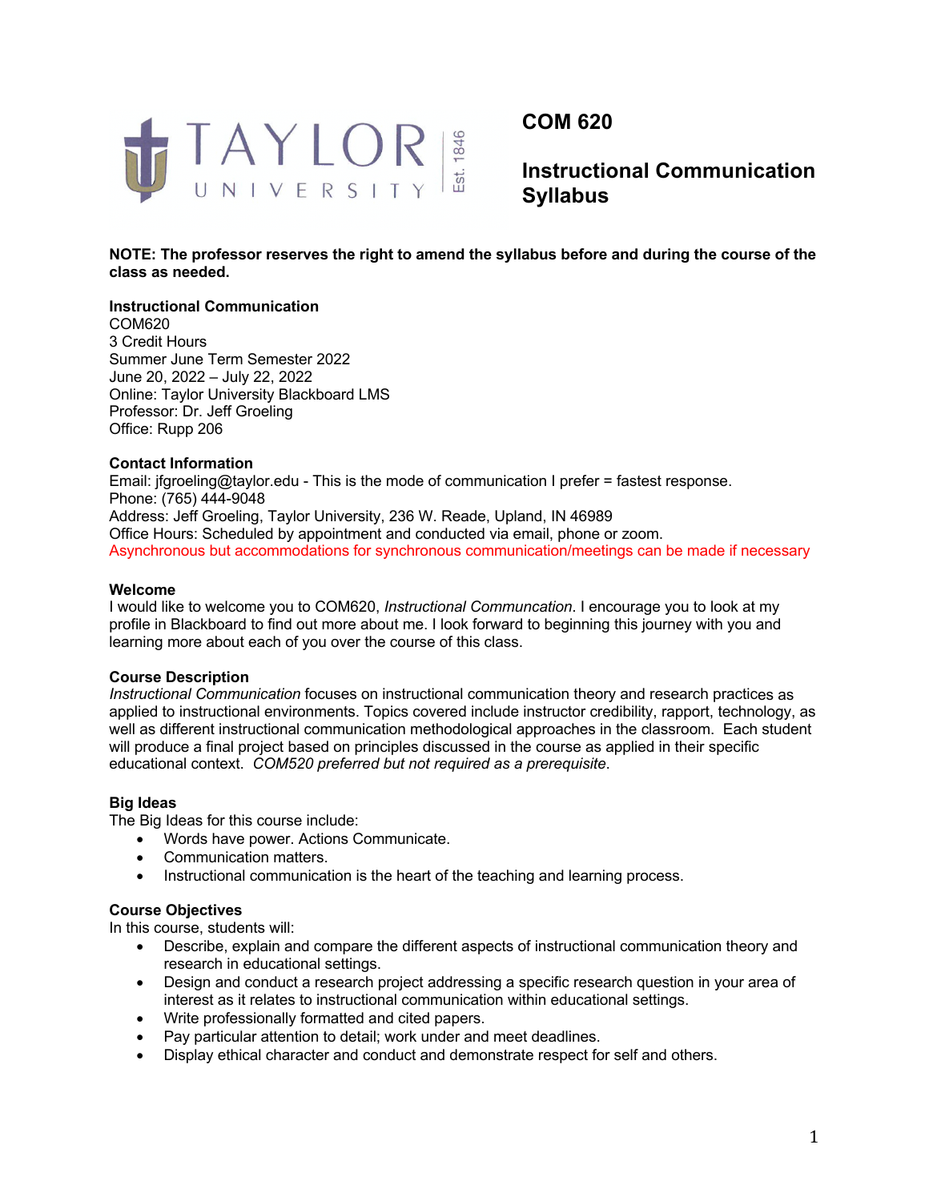TAYLOR UNIVERSITY Est. 1846

# COM 620

# Instructional Communication Syllabus

**NOTE: The professor reserves the right to amend the syllabus before and during the course of the class as needed.**

**Instructional Communication**
COM620
3 Credit Hours
Summer June Term Semester 2022
June 20, 2022 – July 22, 2022
Online: Taylor University Blackboard LMS
Professor: Dr. Jeff Groeling
Office: Rupp 206

**Contact Information**
Email: jfgroeling@taylor.edu - This is the mode of communication I prefer = fastest response.
Phone: (765) 444-9048
Address: Jeff Groeling, Taylor University, 236 W. Reade, Upland, IN 46989
Office Hours: Scheduled by appointment and conducted via email, phone or zoom.
Asynchronous but accommodations for synchronous communication/meetings can be made if necessary

**Welcome**
I would like to welcome you to COM620, *Instructional Communcation*. I encourage you to look at my profile in Blackboard to find out more about me. I look forward to beginning this journey with you and learning more about each of you over the course of this class.

**Course Description**
*Instructional Communication* focuses on instructional communication theory and research practices as applied to instructional environments. Topics covered include instructor credibility, rapport, technology, as well as different instructional communication methodological approaches in the classroom. Each student will produce a final project based on principles discussed in the course as applied in their specific educational context. *COM520 preferred but not required as a prerequisite.*

**Big Ideas**
The Big Ideas for this course include:

- Words have power. Actions Communicate.
- Communication matters.
- Instructional communication is the heart of the teaching and learning process.

**Course Objectives**
In this course, students will:

- Describe, explain and compare the different aspects of instructional communication theory and research in educational settings.
- Design and conduct a research project addressing a specific research question in your area of interest as it relates to instructional communication within educational settings.
- Write professionally formatted and cited papers.
- Pay particular attention to detail; work under and meet deadlines.
- Display ethical character and conduct and demonstrate respect for self and others.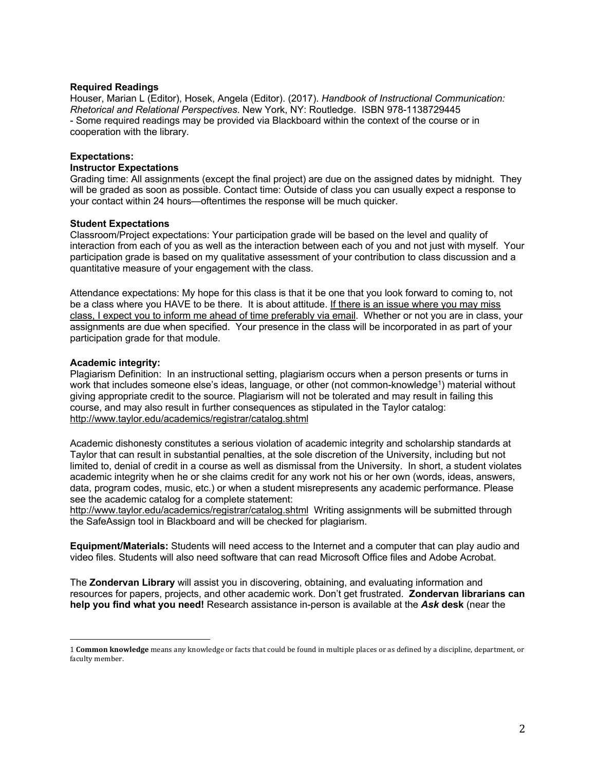**Required Readings**
Houser, Marian L (Editor), Hosek, Angela (Editor). (2017). *Handbook of Instructional Communication: Rhetorical and Relational Perspectives*. New York, NY: Routledge. ISBN 978-1138729445
- Some required readings may be provided via Blackboard within the context of the course or in cooperation with the library.

**Expectations:**

**Instructor Expectations**
Grading time: All assignments (except the final project) are due on the assigned dates by midnight. They will be graded as soon as possible. Contact time: Outside of class you can usually expect a response to your contact within 24 hours—oftentimes the response will be much quicker.

**Student Expectations**
Classroom/Project expectations: Your participation grade will be based on the level and quality of interaction from each of you as well as the interaction between each of you and not just with myself. Your participation grade is based on my qualitative assessment of your contribution to class discussion and a quantitative measure of your engagement with the class.

Attendance expectations: My hope for this class is that it be one that you look forward to coming to, not be a class where you HAVE to be there. It is about attitude. <u>If there is an issue where you may miss class, I expect you to inform me ahead of time preferably via email</u>. Whether or not you are in class, your assignments are due when specified. Your presence in the class will be incorporated in as part of your participation grade for that module.

**Academic integrity:**
Plagiarism Definition: In an instructional setting, plagiarism occurs when a person presents or turns in work that includes someone else's ideas, language, or other (not common-knowledge[1]) material without giving appropriate credit to the source. Plagiarism will not be tolerated and may result in failing this course, and may also result in further consequences as stipulated in the Taylor catalog: http://www.taylor.edu/academics/registrar/catalog.shtml

Academic dishonesty constitutes a serious violation of academic integrity and scholarship standards at Taylor that can result in substantial penalties, at the sole discretion of the University, including but not limited to, denial of credit in a course as well as dismissal from the University. In short, a student violates academic integrity when he or she claims credit for any work not his or her own (words, ideas, answers, data, program codes, music, etc.) or when a student misrepresents any academic performance. Please see the academic catalog for a complete statement: http://www.taylor.edu/academics/registrar/catalog.shtml Writing assignments will be submitted through the SafeAssign tool in Blackboard and will be checked for plagiarism.

**Equipment/Materials:** Students will need access to the Internet and a computer that can play audio and video files. Students will also need software that can read Microsoft Office files and Adobe Acrobat.

The **Zondervan Library** will assist you in discovering, obtaining, and evaluating information and resources for papers, projects, and other academic work. Don't get frustrated. **Zondervan librarians can help you find what you need!** Research assistance in-person is available at the ***Ask* desk** (near the

---

1 **Common knowledge** means any knowledge or facts that could be found in multiple places or as defined by a discipline, department, or faculty member.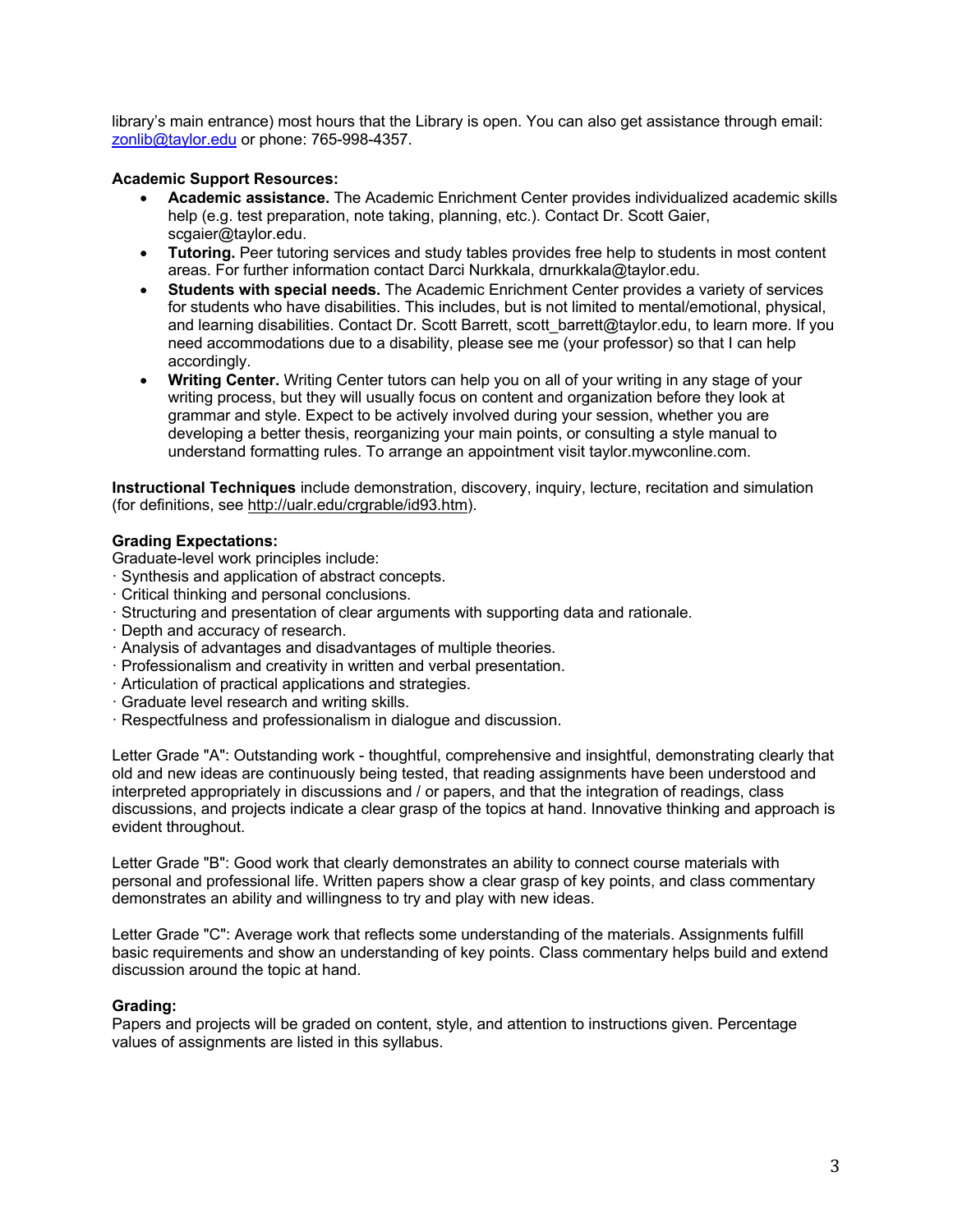library's main entrance) most hours that the Library is open. You can also get assistance through email: zonlib@taylor.edu or phone: 765-998-4357.

**Academic Support Resources:**

- **Academic assistance.** The Academic Enrichment Center provides individualized academic skills help (e.g. test preparation, note taking, planning, etc.). Contact Dr. Scott Gaier, scgaier@taylor.edu.
- **Tutoring.** Peer tutoring services and study tables provides free help to students in most content areas. For further information contact Darci Nurkkala, drnurkkala@taylor.edu.
- **Students with special needs.** The Academic Enrichment Center provides a variety of services for students who have disabilities. This includes, but is not limited to mental/emotional, physical, and learning disabilities. Contact Dr. Scott Barrett, scott_barrett@taylor.edu, to learn more. If you need accommodations due to a disability, please see me (your professor) so that I can help accordingly.
- **Writing Center.** Writing Center tutors can help you on all of your writing in any stage of your writing process, but they will usually focus on content and organization before they look at grammar and style. Expect to be actively involved during your session, whether you are developing a better thesis, reorganizing your main points, or consulting a style manual to understand formatting rules. To arrange an appointment visit taylor.mywconline.com.

**Instructional Techniques** include demonstration, discovery, inquiry, lecture, recitation and simulation (for definitions, see http://ualr.edu/crgrable/id93.htm).

**Grading Expectations:**

Graduate-level work principles include:

· Synthesis and application of abstract concepts.
· Critical thinking and personal conclusions.
· Structuring and presentation of clear arguments with supporting data and rationale.
· Depth and accuracy of research.
· Analysis of advantages and disadvantages of multiple theories.
· Professionalism and creativity in written and verbal presentation.
· Articulation of practical applications and strategies.
· Graduate level research and writing skills.
· Respectfulness and professionalism in dialogue and discussion.

Letter Grade "A": Outstanding work - thoughtful, comprehensive and insightful, demonstrating clearly that old and new ideas are continuously being tested, that reading assignments have been understood and interpreted appropriately in discussions and / or papers, and that the integration of readings, class discussions, and projects indicate a clear grasp of the topics at hand. Innovative thinking and approach is evident throughout.

Letter Grade "B": Good work that clearly demonstrates an ability to connect course materials with personal and professional life. Written papers show a clear grasp of key points, and class commentary demonstrates an ability and willingness to try and play with new ideas.

Letter Grade "C": Average work that reflects some understanding of the materials. Assignments fulfill basic requirements and show an understanding of key points. Class commentary helps build and extend discussion around the topic at hand.

**Grading:**

Papers and projects will be graded on content, style, and attention to instructions given. Percentage values of assignments are listed in this syllabus.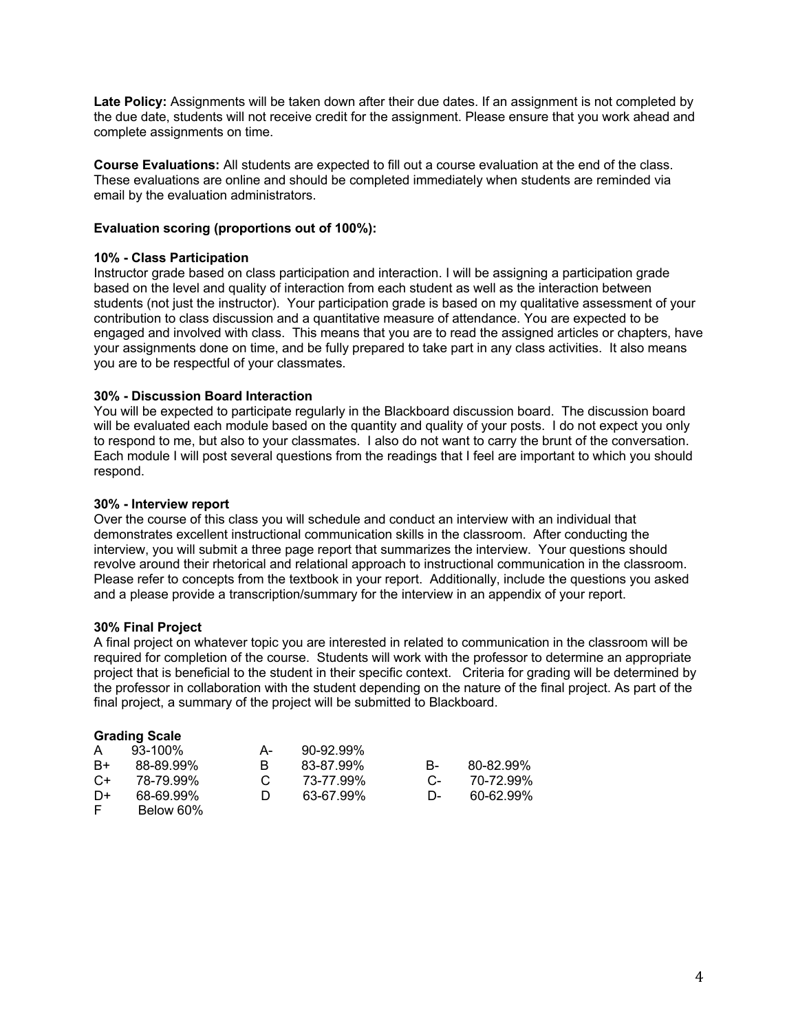**Late Policy:** Assignments will be taken down after their due dates. If an assignment is not completed by the due date, students will not receive credit for the assignment. Please ensure that you work ahead and complete assignments on time.

**Course Evaluations:** All students are expected to fill out a course evaluation at the end of the class. These evaluations are online and should be completed immediately when students are reminded via email by the evaluation administrators.

**Evaluation scoring (proportions out of 100%):**

**10% - Class Participation**

Instructor grade based on class participation and interaction. I will be assigning a participation grade based on the level and quality of interaction from each student as well as the interaction between students (not just the instructor). Your participation grade is based on my qualitative assessment of your contribution to class discussion and a quantitative measure of attendance. You are expected to be engaged and involved with class. This means that you are to read the assigned articles or chapters, have your assignments done on time, and be fully prepared to take part in any class activities. It also means you are to be respectful of your classmates.

**30% - Discussion Board Interaction**

You will be expected to participate regularly in the Blackboard discussion board. The discussion board will be evaluated each module based on the quantity and quality of your posts. I do not expect you only to respond to me, but also to your classmates. I also do not want to carry the brunt of the conversation. Each module I will post several questions from the readings that I feel are important to which you should respond.

**30% - Interview report**

Over the course of this class you will schedule and conduct an interview with an individual that demonstrates excellent instructional communication skills in the classroom. After conducting the interview, you will submit a three page report that summarizes the interview. Your questions should revolve around their rhetorical and relational approach to instructional communication in the classroom. Please refer to concepts from the textbook in your report. Additionally, include the questions you asked and a please provide a transcription/summary for the interview in an appendix of your report.

**30% Final Project**

A final project on whatever topic you are interested in related to communication in the classroom will be required for completion of the course. Students will work with the professor to determine an appropriate project that is beneficial to the student in their specific context. Criteria for grading will be determined by the professor in collaboration with the student depending on the nature of the final project. As part of the final project, a summary of the project will be submitted to Blackboard.

**Grading Scale**

| | | | | | |
|---|---|---|---|---|---|
| A | 93-100% | A- | 90-92.99% | | |
| B+ | 88-89.99% | B | 83-87.99% | B- | 80-82.99% |
| C+ | 78-79.99% | C | 73-77.99% | C- | 70-72.99% |
| D+ | 68-69.99% | D | 63-67.99% | D- | 60-62.99% |
| F | Below 60% | | | | |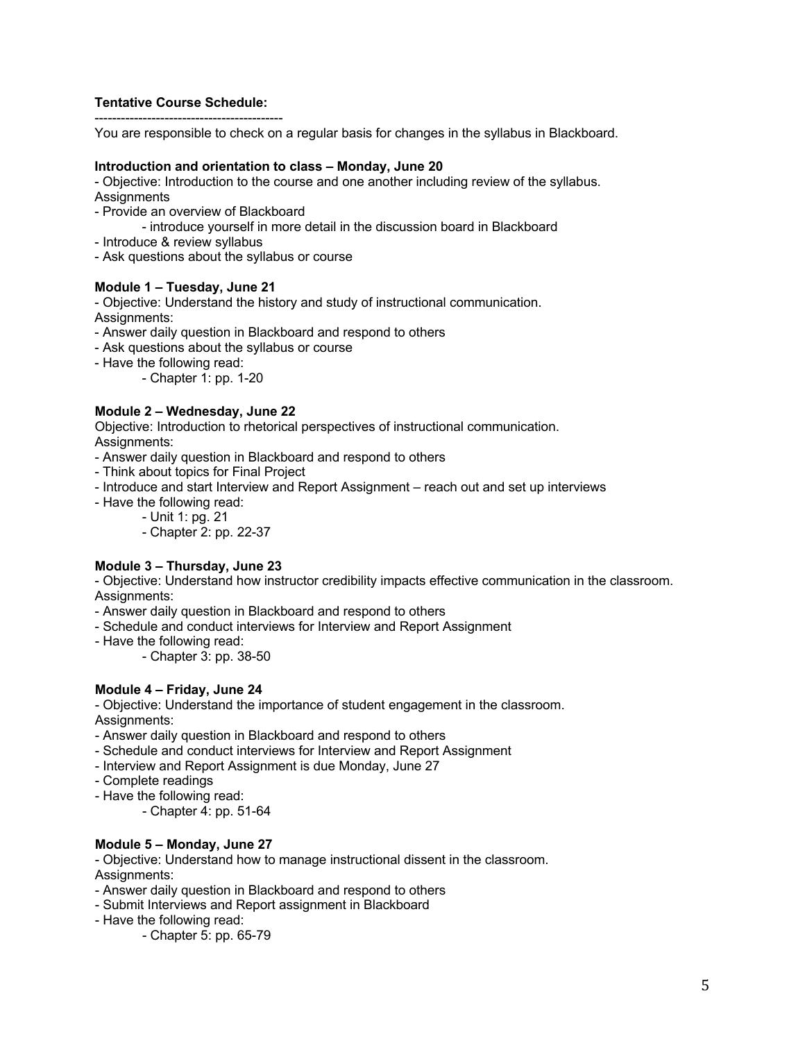**Tentative Course Schedule:**

-------------------------------------------

You are responsible to check on a regular basis for changes in the syllabus in Blackboard.

**Introduction and orientation to class – Monday, June 20**

- Objective: Introduction to the course and one another including review of the syllabus.

Assignments

- Provide an overview of Blackboard
    - introduce yourself in more detail in the discussion board in Blackboard
- Introduce & review syllabus
- Ask questions about the syllabus or course

**Module 1 – Tuesday, June 21**

- Objective: Understand the history and study of instructional communication.

Assignments:

- Answer daily question in Blackboard and respond to others
- Ask questions about the syllabus or course
- Have the following read:
    - Chapter 1: pp. 1-20

**Module 2 – Wednesday, June 22**

Objective: Introduction to rhetorical perspectives of instructional communication.

Assignments:

- Answer daily question in Blackboard and respond to others
- Think about topics for Final Project
- Introduce and start Interview and Report Assignment – reach out and set up interviews
- Have the following read:
    - Unit 1: pg. 21
    - Chapter 2: pp. 22-37

**Module 3 – Thursday, June 23**

- Objective: Understand how instructor credibility impacts effective communication in the classroom.

Assignments:

- Answer daily question in Blackboard and respond to others
- Schedule and conduct interviews for Interview and Report Assignment
- Have the following read:
    - Chapter 3: pp. 38-50

**Module 4 – Friday, June 24**

- Objective: Understand the importance of student engagement in the classroom.

Assignments:

- Answer daily question in Blackboard and respond to others
- Schedule and conduct interviews for Interview and Report Assignment
- Interview and Report Assignment is due Monday, June 27
- Complete readings
- Have the following read:
    - Chapter 4: pp. 51-64

**Module 5 – Monday, June 27**

- Objective: Understand how to manage instructional dissent in the classroom.

Assignments:

- Answer daily question in Blackboard and respond to others
- Submit Interviews and Report assignment in Blackboard
- Have the following read:
    - Chapter 5: pp. 65-79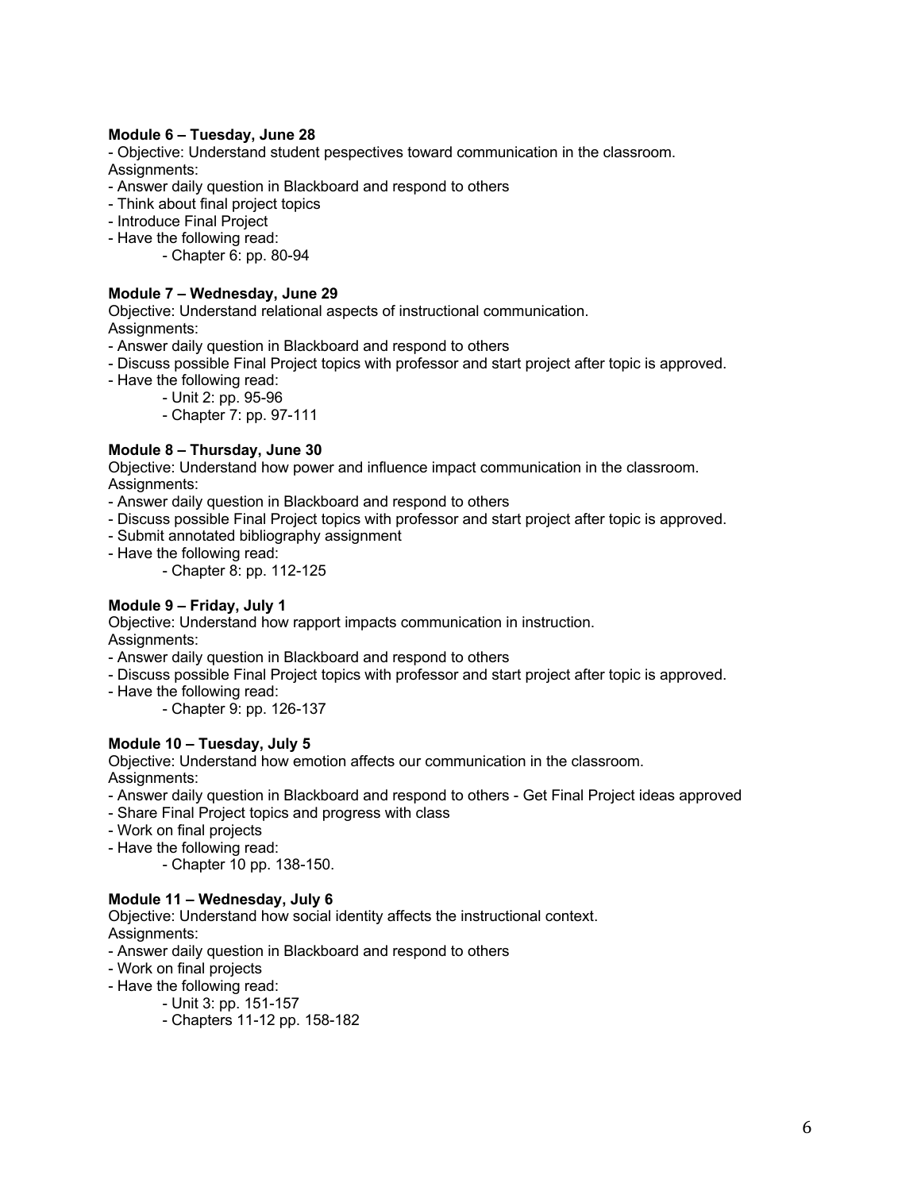**Module 6 – Tuesday, June 28**

- Objective: Understand student pespectives toward communication in the classroom.

Assignments:

- Answer daily question in Blackboard and respond to others
- Think about final project topics
- Introduce Final Project
- Have the following read:
    - Chapter 6: pp. 80-94

**Module 7 – Wednesday, June 29**

Objective: Understand relational aspects of instructional communication.

Assignments:

- Answer daily question in Blackboard and respond to others
- Discuss possible Final Project topics with professor and start project after topic is approved.
- Have the following read:
    - Unit 2: pp. 95-96
    - Chapter 7: pp. 97-111

**Module 8 – Thursday, June 30**

Objective: Understand how power and influence impact communication in the classroom.

Assignments:

- Answer daily question in Blackboard and respond to others
- Discuss possible Final Project topics with professor and start project after topic is approved.
- Submit annotated bibliography assignment
- Have the following read:
    - Chapter 8: pp. 112-125

**Module 9 – Friday, July 1**

Objective: Understand how rapport impacts communication in instruction.

Assignments:

- Answer daily question in Blackboard and respond to others
- Discuss possible Final Project topics with professor and start project after topic is approved.
- Have the following read:
    - Chapter 9: pp. 126-137

**Module 10 – Tuesday, July 5**

Objective: Understand how emotion affects our communication in the classroom.

Assignments:

- Answer daily question in Blackboard and respond to others - Get Final Project ideas approved
- Share Final Project topics and progress with class
- Work on final projects
- Have the following read:
    - Chapter 10 pp. 138-150.

**Module 11 – Wednesday, July 6**

Objective: Understand how social identity affects the instructional context.

Assignments:

- Answer daily question in Blackboard and respond to others
- Work on final projects
- Have the following read:
    - Unit 3: pp. 151-157
    - Chapters 11-12 pp. 158-182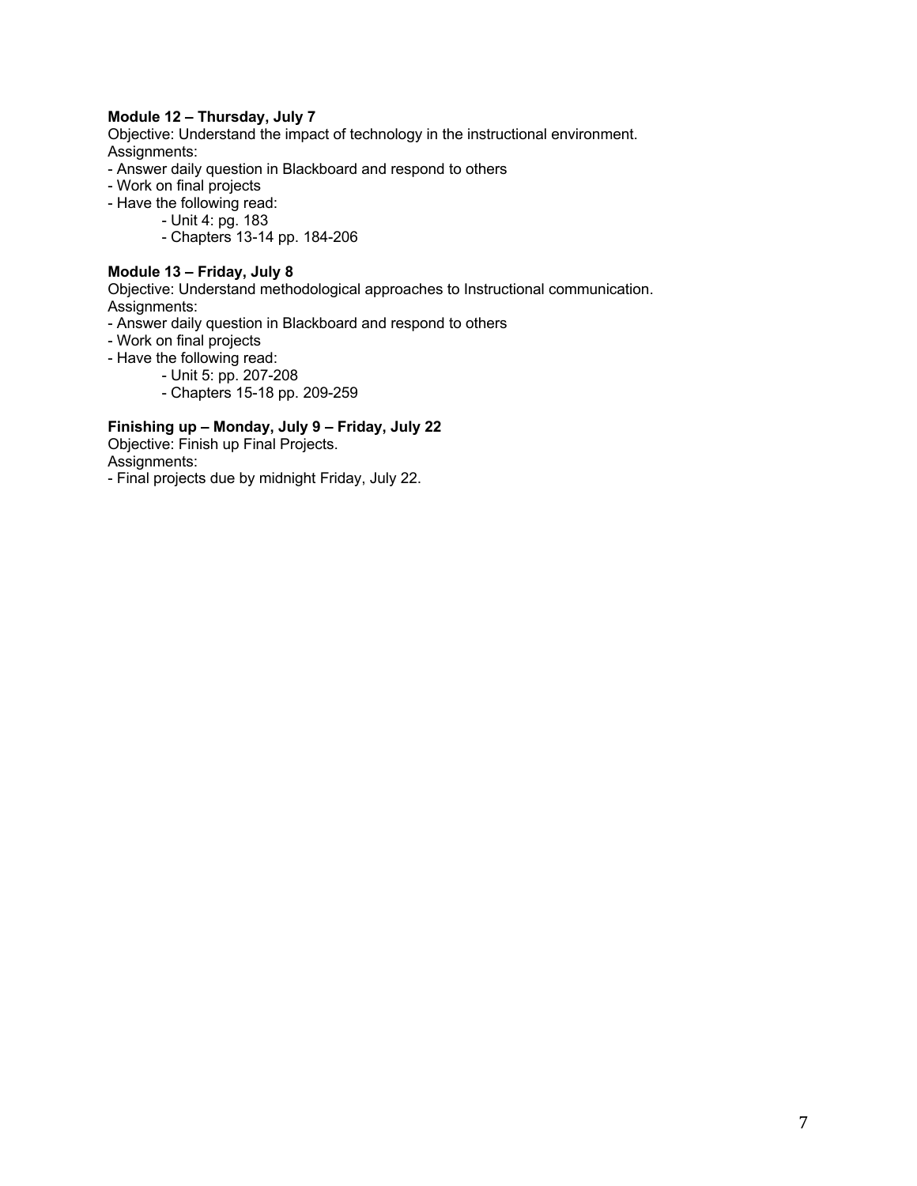**Module 12 – Thursday, July 7**

Objective: Understand the impact of technology in the instructional environment.

Assignments:

- Answer daily question in Blackboard and respond to others
- Work on final projects
- Have the following read:
    - Unit 4: pg. 183
    - Chapters 13-14 pp. 184-206

**Module 13 – Friday, July 8**

Objective: Understand methodological approaches to Instructional communication.

Assignments:

- Answer daily question in Blackboard and respond to others
- Work on final projects
- Have the following read:
    - Unit 5: pp. 207-208
    - Chapters 15-18 pp. 209-259

**Finishing up – Monday, July 9 – Friday, July 22**

Objective: Finish up Final Projects.

Assignments:

- Final projects due by midnight Friday, July 22.